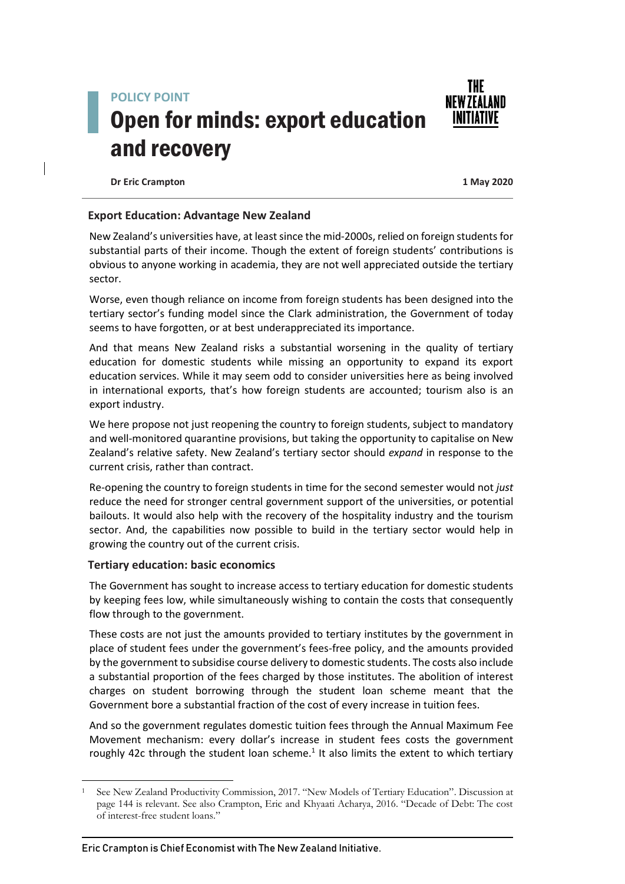**POLICY POINT**

# Open for minds: export education and recovery

**Dr Eric Crampton** **1 May 2020**

## Export Education: Advantage New Zealand

New Zealand's universities have, at least since the mid-2000s, relied on foreign students for substantial parts of their income. Though the extent of foreign students' contributions is obvious to anyone working in academia, they are not well appreciated outside the tertiary sector.

Worse, even though reliance on income from foreign students has been designed into the tertiary sector's funding model since the Clark administration, the Government of today seems to have forgotten, or at best underappreciated its importance.

And that means New Zealand risks a substantial worsening in the quality of tertiary education for domestic students while missing an opportunity to expand its export education services. While it may seem odd to consider universities here as being involved in international exports, that's how foreign students are accounted; tourism also is an export industry.

We here propose not just reopening the country to foreign students, subject to mandatory and well-monitored quarantine provisions, but taking the opportunity to capitalise on New Zealand's relative safety. New Zealand's tertiary sector should *expand* in response to the current crisis, rather than contract.

Re-opening the country to foreign students in time for the second semester would not *just* reduce the need for stronger central government support of the universities, or potential bailouts. It would also help with the recovery of the hospitality industry and the tourism sector. And, the capabilities now possible to build in the tertiary sector would help in growing the country out of the current crisis.

## Tertiary education: basic economics

The Government has sought to increase access to tertiary education for domestic students by keeping fees low, while simultaneously wishing to contain the costs that consequently flow through to the government.

These costs are not just the amounts provided to tertiary institutes by the government in place of student fees under the government's fees-free policy, and the amounts provided by the government to subsidise course delivery to domestic students. The costs also include a substantial proportion of the fees charged by those institutes. The abolition of interest charges on student borrowing through the student loan scheme meant that the Government bore a substantial fraction of the cost of every increase in tuition fees.

And so the government regulates domestic tuition fees through the Annual Maximum Fee Movement mechanism: every dollar's increase in student fees costs the government roughly 42c through the student loan scheme.[1] It also limits the extent to which tertiary

[1] See New Zealand Productivity Commission, 2017. "New Models of Tertiary Education". Discussion at page 144 is relevant. See also Crampton, Eric and Khyaati Acharya, 2016. "Decade of Debt: The cost of interest-free student loans."

Eric Crampton is Chief Economist with The New Zealand Initiative.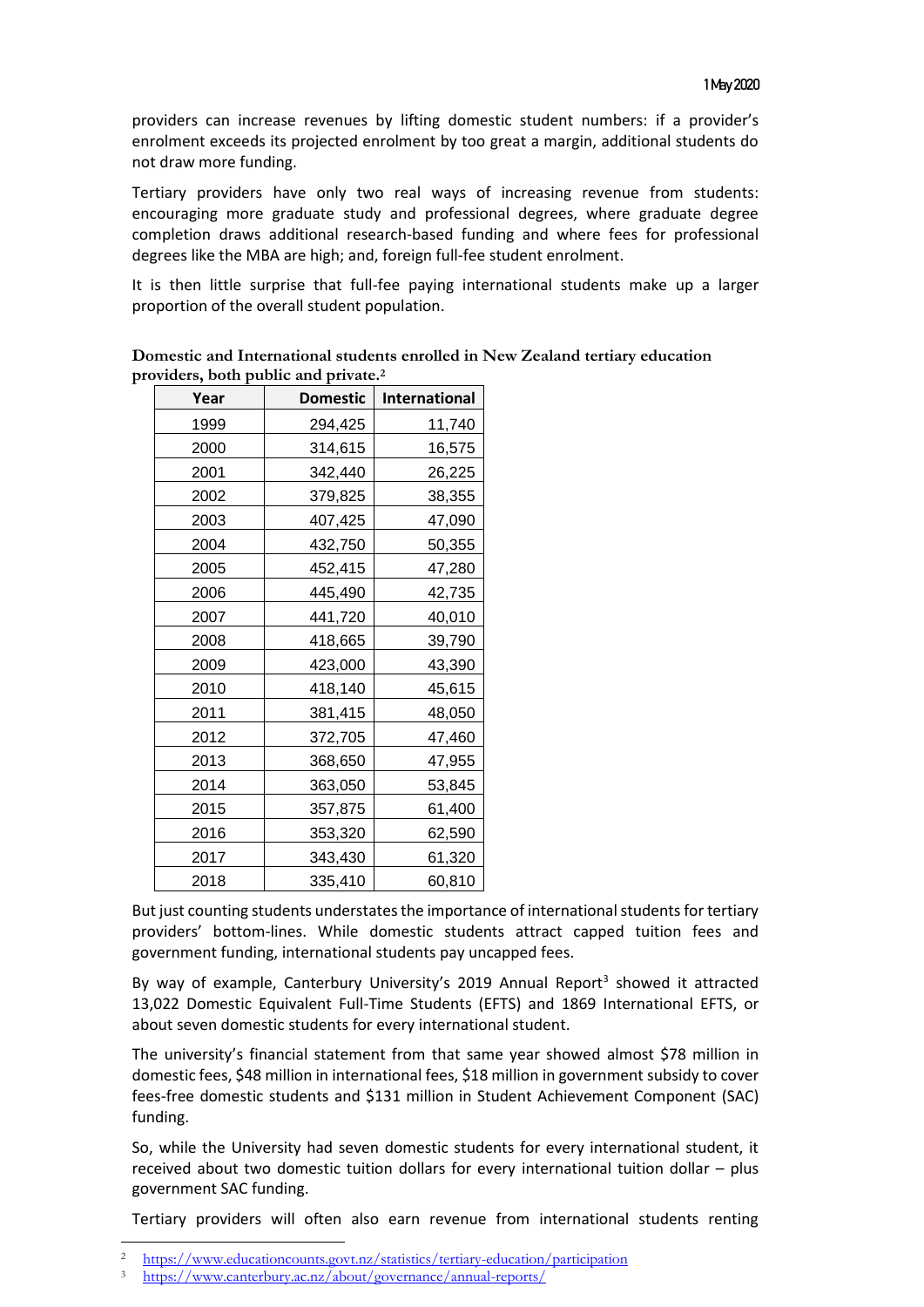providers can increase revenues by lifting domestic student numbers: if a provider's enrolment exceeds its projected enrolment by too great a margin, additional students do not draw more funding.

Tertiary providers have only two real ways of increasing revenue from students: encouraging more graduate study and professional degrees, where graduate degree completion draws additional research-based funding and where fees for professional degrees like the MBA are high; and, foreign full-fee student enrolment.

It is then little surprise that full-fee paying international students make up a larger proportion of the overall student population.

**Domestic and International students enrolled in New Zealand tertiary education providers, both public and private.**[2]

| Year | Domestic | International |
|---|---|---|
| 1999 | 294,425 | 11,740 |
| 2000 | 314,615 | 16,575 |
| 2001 | 342,440 | 26,225 |
| 2002 | 379,825 | 38,355 |
| 2003 | 407,425 | 47,090 |
| 2004 | 432,750 | 50,355 |
| 2005 | 452,415 | 47,280 |
| 2006 | 445,490 | 42,735 |
| 2007 | 441,720 | 40,010 |
| 2008 | 418,665 | 39,790 |
| 2009 | 423,000 | 43,390 |
| 2010 | 418,140 | 45,615 |
| 2011 | 381,415 | 48,050 |
| 2012 | 372,705 | 47,460 |
| 2013 | 368,650 | 47,955 |
| 2014 | 363,050 | 53,845 |
| 2015 | 357,875 | 61,400 |
| 2016 | 353,320 | 62,590 |
| 2017 | 343,430 | 61,320 |
| 2018 | 335,410 | 60,810 |

But just counting students understates the importance of international students for tertiary providers' bottom-lines. While domestic students attract capped tuition fees and government funding, international students pay uncapped fees.

By way of example, Canterbury University's 2019 Annual Report[3] showed it attracted 13,022 Domestic Equivalent Full-Time Students (EFTS) and 1869 International EFTS, or about seven domestic students for every international student.

The university's financial statement from that same year showed almost $78 million in domestic fees, $48 million in international fees, $18 million in government subsidy to cover fees-free domestic students and $131 million in Student Achievement Component (SAC) funding.

So, while the University had seven domestic students for every international student, it received about two domestic tuition dollars for every international tuition dollar – plus government SAC funding.

Tertiary providers will often also earn revenue from international students renting

[2] https://www.educationcounts.govt.nz/statistics/tertiary-education/participation

[3] https://www.canterbury.ac.nz/about/governance/annual-reports/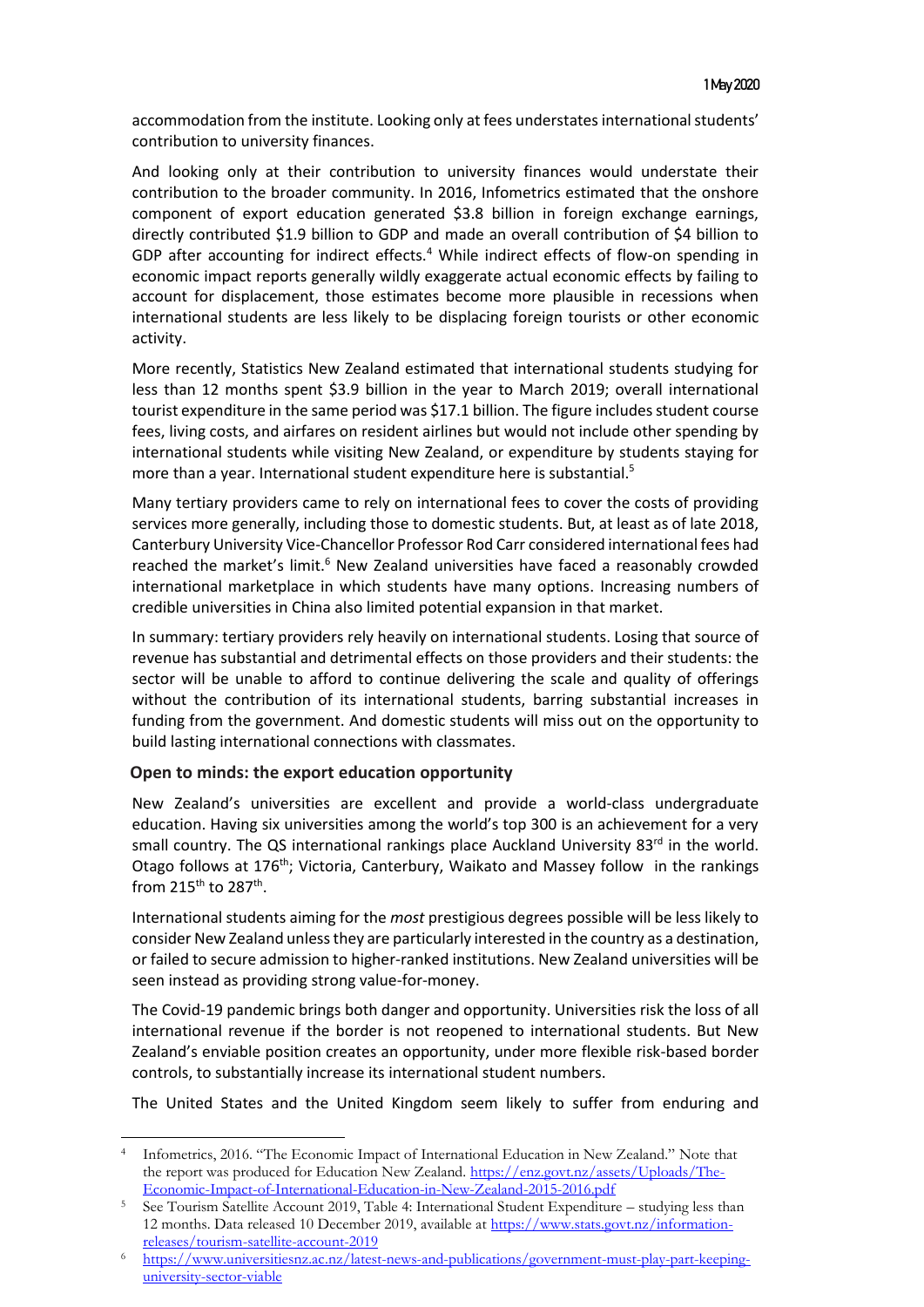accommodation from the institute. Looking only at fees understates international students' contribution to university finances.

And looking only at their contribution to university finances would understate their contribution to the broader community. In 2016, Infometrics estimated that the onshore component of export education generated $3.8 billion in foreign exchange earnings, directly contributed $1.9 billion to GDP and made an overall contribution of $4 billion to GDP after accounting for indirect effects.[4] While indirect effects of flow-on spending in economic impact reports generally wildly exaggerate actual economic effects by failing to account for displacement, those estimates become more plausible in recessions when international students are less likely to be displacing foreign tourists or other economic activity.

More recently, Statistics New Zealand estimated that international students studying for less than 12 months spent $3.9 billion in the year to March 2019; overall international tourist expenditure in the same period was $17.1 billion. The figure includes student course fees, living costs, and airfares on resident airlines but would not include other spending by international students while visiting New Zealand, or expenditure by students staying for more than a year. International student expenditure here is substantial.[5]

Many tertiary providers came to rely on international fees to cover the costs of providing services more generally, including those to domestic students. But, at least as of late 2018, Canterbury University Vice-Chancellor Professor Rod Carr considered international fees had reached the market's limit.[6] New Zealand universities have faced a reasonably crowded international marketplace in which students have many options. Increasing numbers of credible universities in China also limited potential expansion in that market.

In summary: tertiary providers rely heavily on international students. Losing that source of revenue has substantial and detrimental effects on those providers and their students: the sector will be unable to afford to continue delivering the scale and quality of offerings without the contribution of its international students, barring substantial increases in funding from the government. And domestic students will miss out on the opportunity to build lasting international connections with classmates.

## Open to minds: the export education opportunity

New Zealand's universities are excellent and provide a world-class undergraduate education. Having six universities among the world's top 300 is an achievement for a very small country. The QS international rankings place Auckland University 83rd in the world. Otago follows at 176th; Victoria, Canterbury, Waikato and Massey follow in the rankings from 215th to 287th.

International students aiming for the *most* prestigious degrees possible will be less likely to consider New Zealand unless they are particularly interested in the country as a destination, or failed to secure admission to higher-ranked institutions. New Zealand universities will be seen instead as providing strong value-for-money.

The Covid-19 pandemic brings both danger and opportunity. Universities risk the loss of all international revenue if the border is not reopened to international students. But New Zealand's enviable position creates an opportunity, under more flexible risk-based border controls, to substantially increase its international student numbers.

The United States and the United Kingdom seem likely to suffer from enduring and

---

[4] Infometrics, 2016. "The Economic Impact of International Education in New Zealand." Note that the report was produced for Education New Zealand. https://enz.govt.nz/assets/Uploads/The-Economic-Impact-of-International-Education-in-New-Zealand-2015-2016.pdf

[5] See Tourism Satellite Account 2019, Table 4: International Student Expenditure – studying less than 12 months. Data released 10 December 2019, available at https://www.stats.govt.nz/information-releases/tourism-satellite-account-2019

[6] https://www.universitiesnz.ac.nz/latest-news-and-publications/government-must-play-part-keeping-university-sector-viable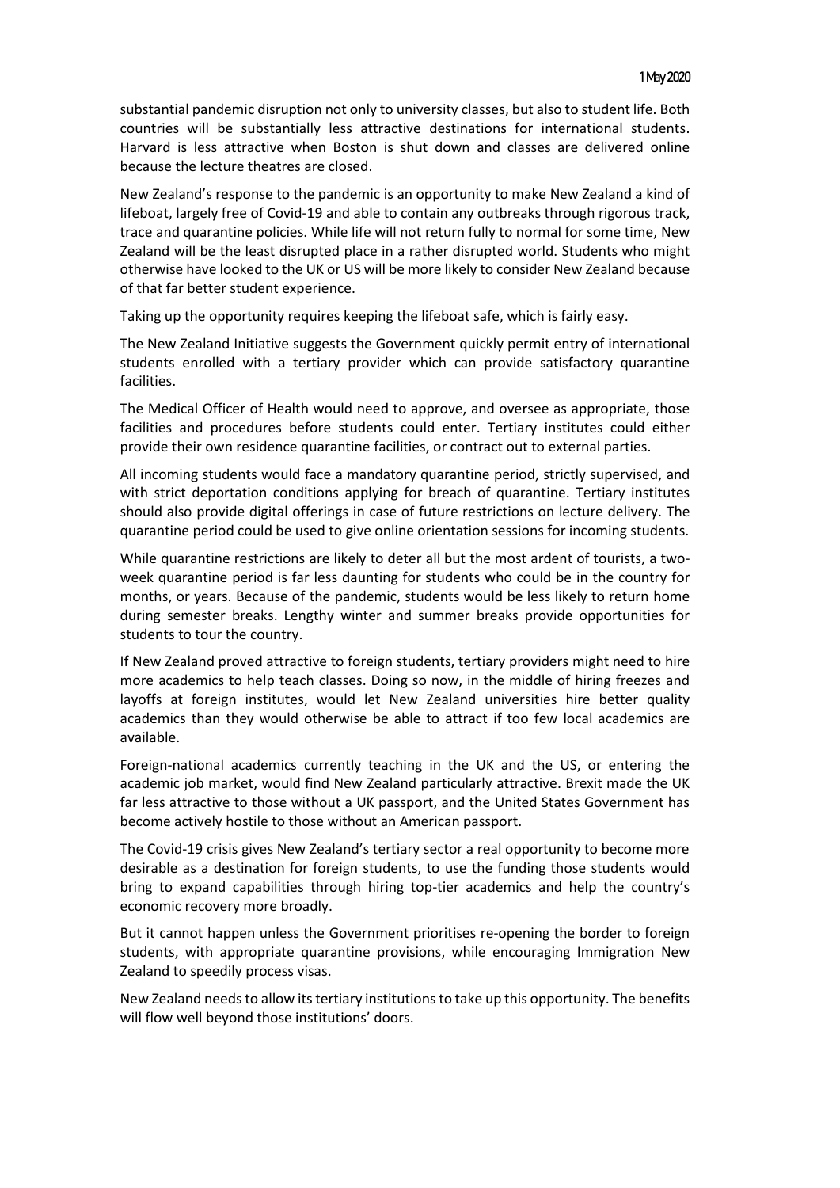substantial pandemic disruption not only to university classes, but also to student life. Both countries will be substantially less attractive destinations for international students. Harvard is less attractive when Boston is shut down and classes are delivered online because the lecture theatres are closed.

New Zealand's response to the pandemic is an opportunity to make New Zealand a kind of lifeboat, largely free of Covid-19 and able to contain any outbreaks through rigorous track, trace and quarantine policies. While life will not return fully to normal for some time, New Zealand will be the least disrupted place in a rather disrupted world. Students who might otherwise have looked to the UK or US will be more likely to consider New Zealand because of that far better student experience.

Taking up the opportunity requires keeping the lifeboat safe, which is fairly easy.

The New Zealand Initiative suggests the Government quickly permit entry of international students enrolled with a tertiary provider which can provide satisfactory quarantine facilities.

The Medical Officer of Health would need to approve, and oversee as appropriate, those facilities and procedures before students could enter. Tertiary institutes could either provide their own residence quarantine facilities, or contract out to external parties.

All incoming students would face a mandatory quarantine period, strictly supervised, and with strict deportation conditions applying for breach of quarantine. Tertiary institutes should also provide digital offerings in case of future restrictions on lecture delivery. The quarantine period could be used to give online orientation sessions for incoming students.

While quarantine restrictions are likely to deter all but the most ardent of tourists, a two-week quarantine period is far less daunting for students who could be in the country for months, or years. Because of the pandemic, students would be less likely to return home during semester breaks. Lengthy winter and summer breaks provide opportunities for students to tour the country.

If New Zealand proved attractive to foreign students, tertiary providers might need to hire more academics to help teach classes. Doing so now, in the middle of hiring freezes and layoffs at foreign institutes, would let New Zealand universities hire better quality academics than they would otherwise be able to attract if too few local academics are available.

Foreign-national academics currently teaching in the UK and the US, or entering the academic job market, would find New Zealand particularly attractive. Brexit made the UK far less attractive to those without a UK passport, and the United States Government has become actively hostile to those without an American passport.

The Covid-19 crisis gives New Zealand's tertiary sector a real opportunity to become more desirable as a destination for foreign students, to use the funding those students would bring to expand capabilities through hiring top-tier academics and help the country's economic recovery more broadly.

But it cannot happen unless the Government prioritises re-opening the border to foreign students, with appropriate quarantine provisions, while encouraging Immigration New Zealand to speedily process visas.

New Zealand needs to allow its tertiary institutions to take up this opportunity. The benefits will flow well beyond those institutions' doors.